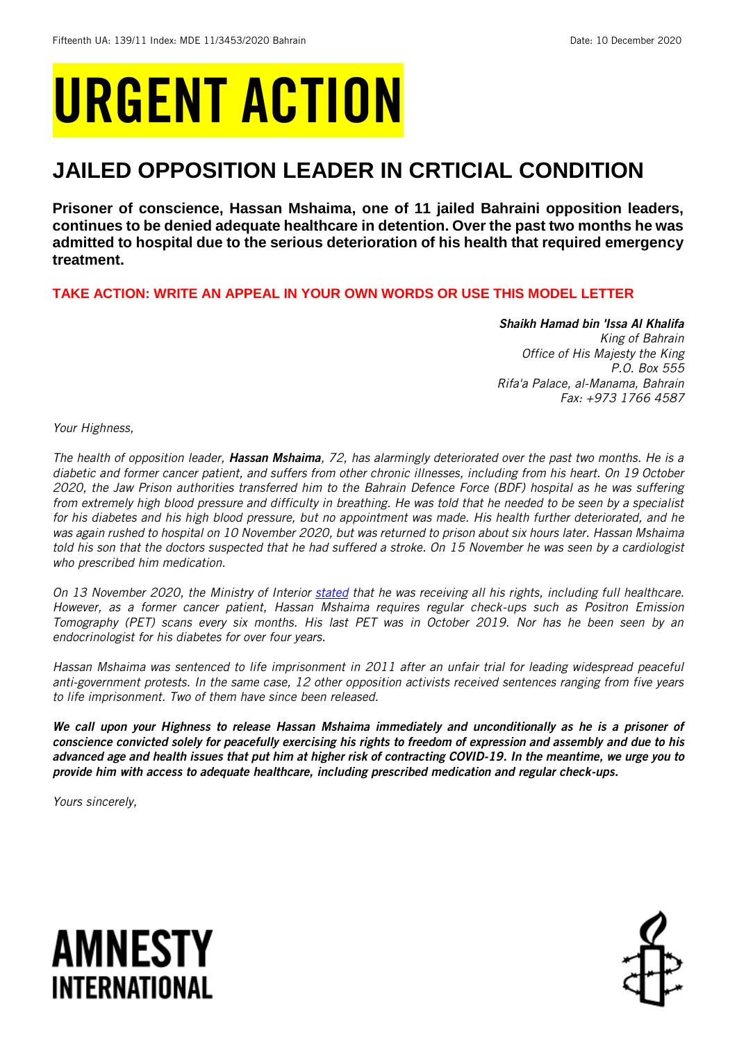Fifteenth UA: 139/11 Index: MDE 11/3453/2020 Bahrain Date: 10 December 2020

# URGENT ACTION

## JAILED OPPOSITION LEADER IN CRTICIAL CONDITION

**Prisoner of conscience, Hassan Mshaima, one of 11 jailed Bahraini opposition leaders, continues to be denied adequate healthcare in detention. Over the past two months he was admitted to hospital due to the serious deterioration of his health that required emergency treatment.**

**TAKE ACTION: WRITE AN APPEAL IN YOUR OWN WORDS OR USE THIS MODEL LETTER**

***Shaikh Hamad bin 'Issa Al Khalifa***
*King of Bahrain*
*Office of His Majesty the King*
*P.O. Box 555*
*Rifa'a Palace, al-Manama, Bahrain*
*Fax: +973 1766 4587*

*Your Highness,*

*The health of opposition leader, **Hassan Mshaima**, 72, has alarmingly deteriorated over the past two months. He is a diabetic and former cancer patient, and suffers from other chronic illnesses, including from his heart. On 19 October 2020, the Jaw Prison authorities transferred him to the Bahrain Defence Force (BDF) hospital as he was suffering from extremely high blood pressure and difficulty in breathing. He was told that he needed to be seen by a specialist for his diabetes and his high blood pressure, but no appointment was made. His health further deteriorated, and he was again rushed to hospital on 10 November 2020, but was returned to prison about six hours later. Hassan Mshaima told his son that the doctors suspected that he had suffered a stroke. On 15 November he was seen by a cardiologist who prescribed him medication.*

*On 13 November 2020, the Ministry of Interior stated that he was receiving all his rights, including full healthcare. However, as a former cancer patient, Hassan Mshaima requires regular check-ups such as Positron Emission Tomography (PET) scans every six months. His last PET was in October 2019. Nor has he been seen by an endocrinologist for his diabetes for over four years.*

*Hassan Mshaima was sentenced to life imprisonment in 2011 after an unfair trial for leading widespread peaceful anti-government protests. In the same case, 12 other opposition activists received sentences ranging from five years to life imprisonment. Two of them have since been released.*

***We call upon your Highness to release Hassan Mshaima immediately and unconditionally as he is a prisoner of conscience convicted solely for peacefully exercising his rights to freedom of expression and assembly and due to his advanced age and health issues that put him at higher risk of contracting COVID-19. In the meantime, we urge you to provide him with access to adequate healthcare, including prescribed medication and regular check-ups.***

*Yours sincerely,*

**AMNESTY INTERNATIONAL**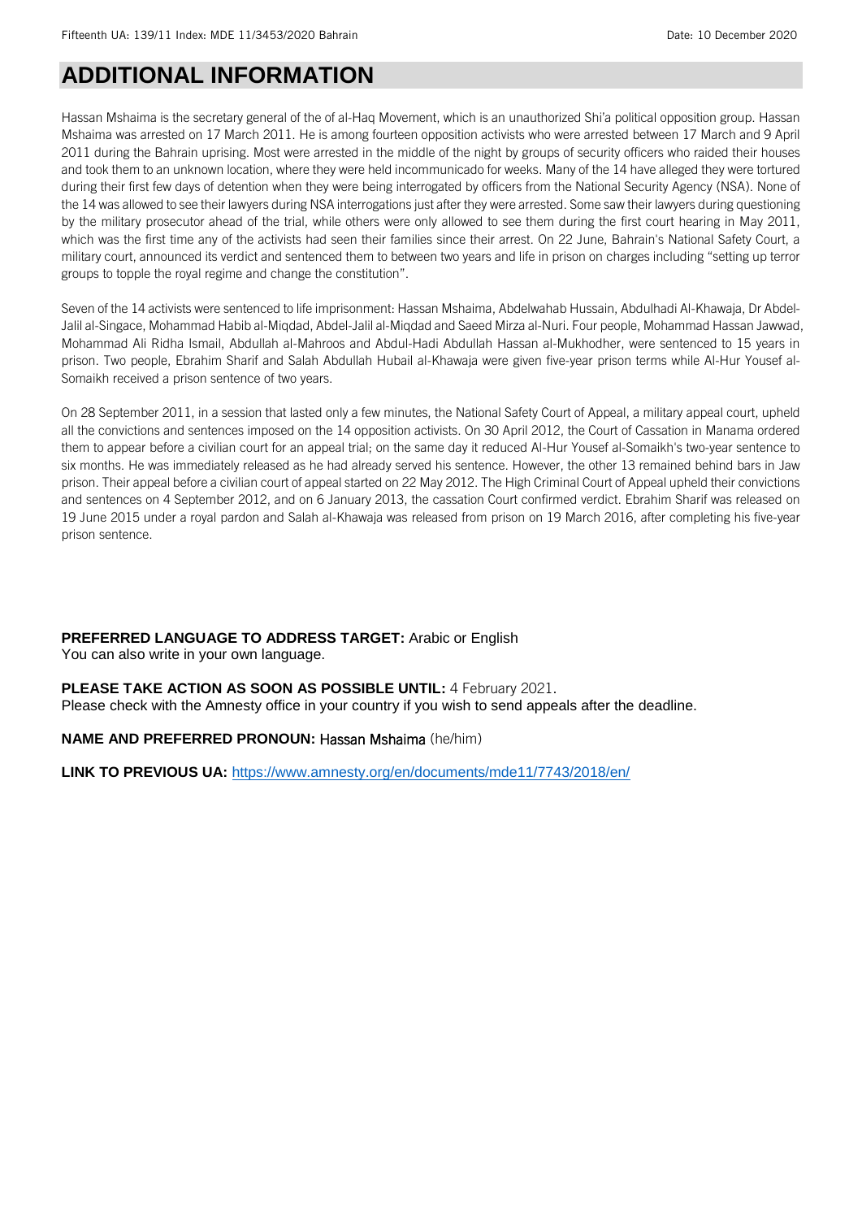# ADDITIONAL INFORMATION

Hassan Mshaima is the secretary general of the of al-Haq Movement, which is an unauthorized Shi'a political opposition group. Hassan Mshaima was arrested on 17 March 2011. He is among fourteen opposition activists who were arrested between 17 March and 9 April 2011 during the Bahrain uprising. Most were arrested in the middle of the night by groups of security officers who raided their houses and took them to an unknown location, where they were held incommunicado for weeks. Many of the 14 have alleged they were tortured during their first few days of detention when they were being interrogated by officers from the National Security Agency (NSA). None of the 14 was allowed to see their lawyers during NSA interrogations just after they were arrested. Some saw their lawyers during questioning by the military prosecutor ahead of the trial, while others were only allowed to see them during the first court hearing in May 2011, which was the first time any of the activists had seen their families since their arrest. On 22 June, Bahrain's National Safety Court, a military court, announced its verdict and sentenced them to between two years and life in prison on charges including "setting up terror groups to topple the royal regime and change the constitution".

Seven of the 14 activists were sentenced to life imprisonment: Hassan Mshaima, Abdelwahab Hussain, Abdulhadi Al-Khawaja, Dr Abdel-Jalil al-Singace, Mohammad Habib al-Miqdad, Abdel-Jalil al-Miqdad and Saeed Mirza al-Nuri. Four people, Mohammad Hassan Jawwad, Mohammad Ali Ridha Ismail, Abdullah al-Mahroos and Abdul-Hadi Abdullah Hassan al-Mukhodher, were sentenced to 15 years in prison. Two people, Ebrahim Sharif and Salah Abdullah Hubail al-Khawaja were given five-year prison terms while Al-Hur Yousef al-Somaikh received a prison sentence of two years.

On 28 September 2011, in a session that lasted only a few minutes, the National Safety Court of Appeal, a military appeal court, upheld all the convictions and sentences imposed on the 14 opposition activists. On 30 April 2012, the Court of Cassation in Manama ordered them to appear before a civilian court for an appeal trial; on the same day it reduced Al-Hur Yousef al-Somaikh's two-year sentence to six months. He was immediately released as he had already served his sentence. However, the other 13 remained behind bars in Jaw prison. Their appeal before a civilian court of appeal started on 22 May 2012. The High Criminal Court of Appeal upheld their convictions and sentences on 4 September 2012, and on 6 January 2013, the cassation Court confirmed verdict. Ebrahim Sharif was released on 19 June 2015 under a royal pardon and Salah al-Khawaja was released from prison on 19 March 2016, after completing his five-year prison sentence.

**PREFERRED LANGUAGE TO ADDRESS TARGET:** Arabic or English
You can also write in your own language.

**PLEASE TAKE ACTION AS SOON AS POSSIBLE UNTIL:** 4 February 2021.
Please check with the Amnesty office in your country if you wish to send appeals after the deadline.

**NAME AND PREFERRED PRONOUN:** Hassan Mshaima (he/him)

**LINK TO PREVIOUS UA:** https://www.amnesty.org/en/documents/mde11/7743/2018/en/